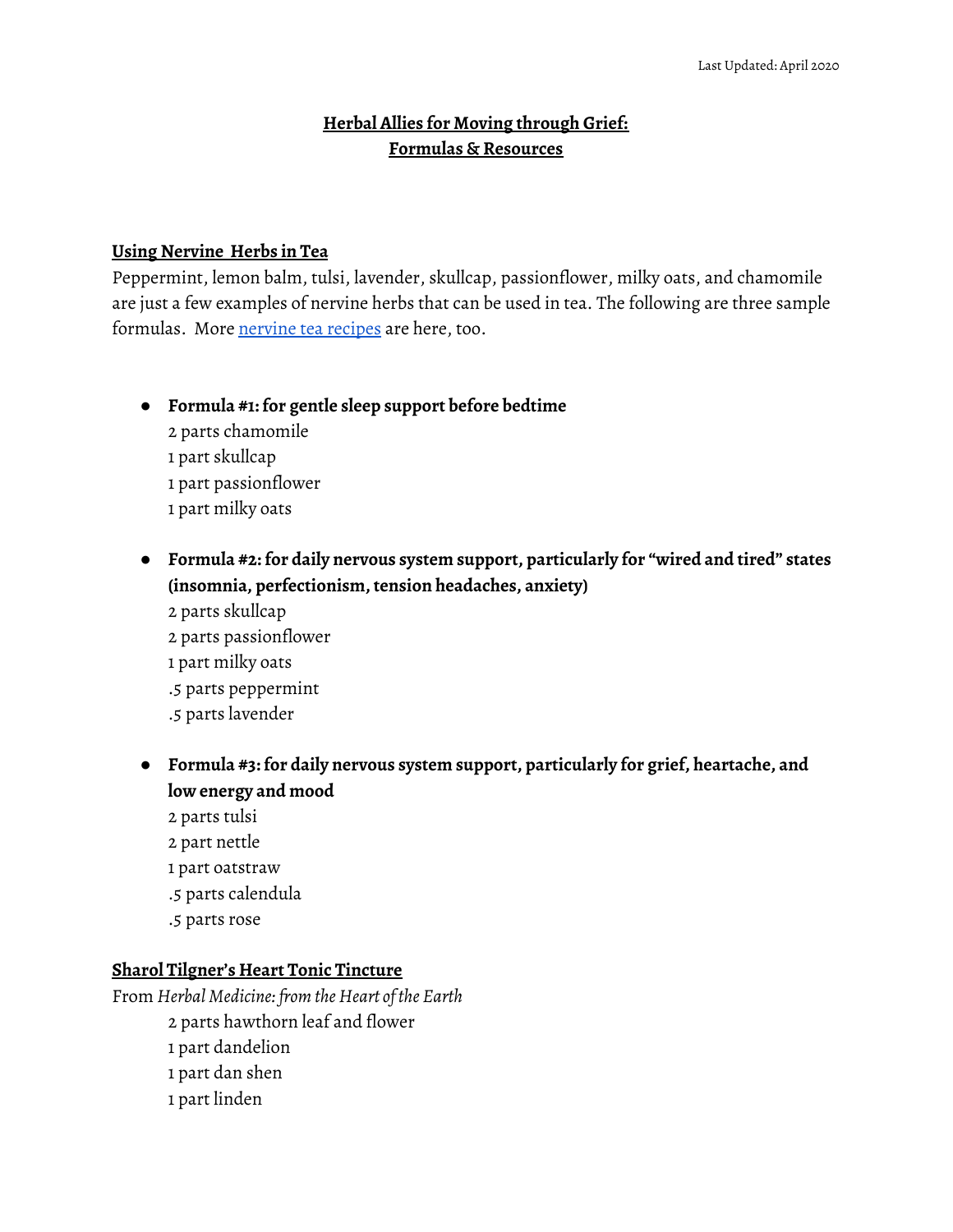Last Updated: April 2020

# Herbal Allies for Moving through Grief: Formulas & Resources

## Using Nervine Herbs in Tea

Peppermint, lemon balm, tulsi, lavender, skullcap, passionflower, milky oats, and chamomile are just a few examples of nervine herbs that can be used in tea. The following are three sample formulas. More nervine tea recipes are here, too.

- **Formula #1: for gentle sleep support before bedtime**
  2 parts chamomile
  1 part skullcap
  1 part passionflower
  1 part milky oats

- **Formula #2: for daily nervous system support, particularly for "wired and tired" states (insomnia, perfectionism, tension headaches, anxiety)**
  2 parts skullcap
  2 parts passionflower
  1 part milky oats
  .5 parts peppermint
  .5 parts lavender

- **Formula #3: for daily nervous system support, particularly for grief, heartache, and low energy and mood**
  2 parts tulsi
  2 part nettle
  1 part oatstraw
  .5 parts calendula
  .5 parts rose

## Sharol Tilgner's Heart Tonic Tincture

From *Herbal Medicine: from the Heart of the Earth*

2 parts hawthorn leaf and flower
1 part dandelion
1 part dan shen
1 part linden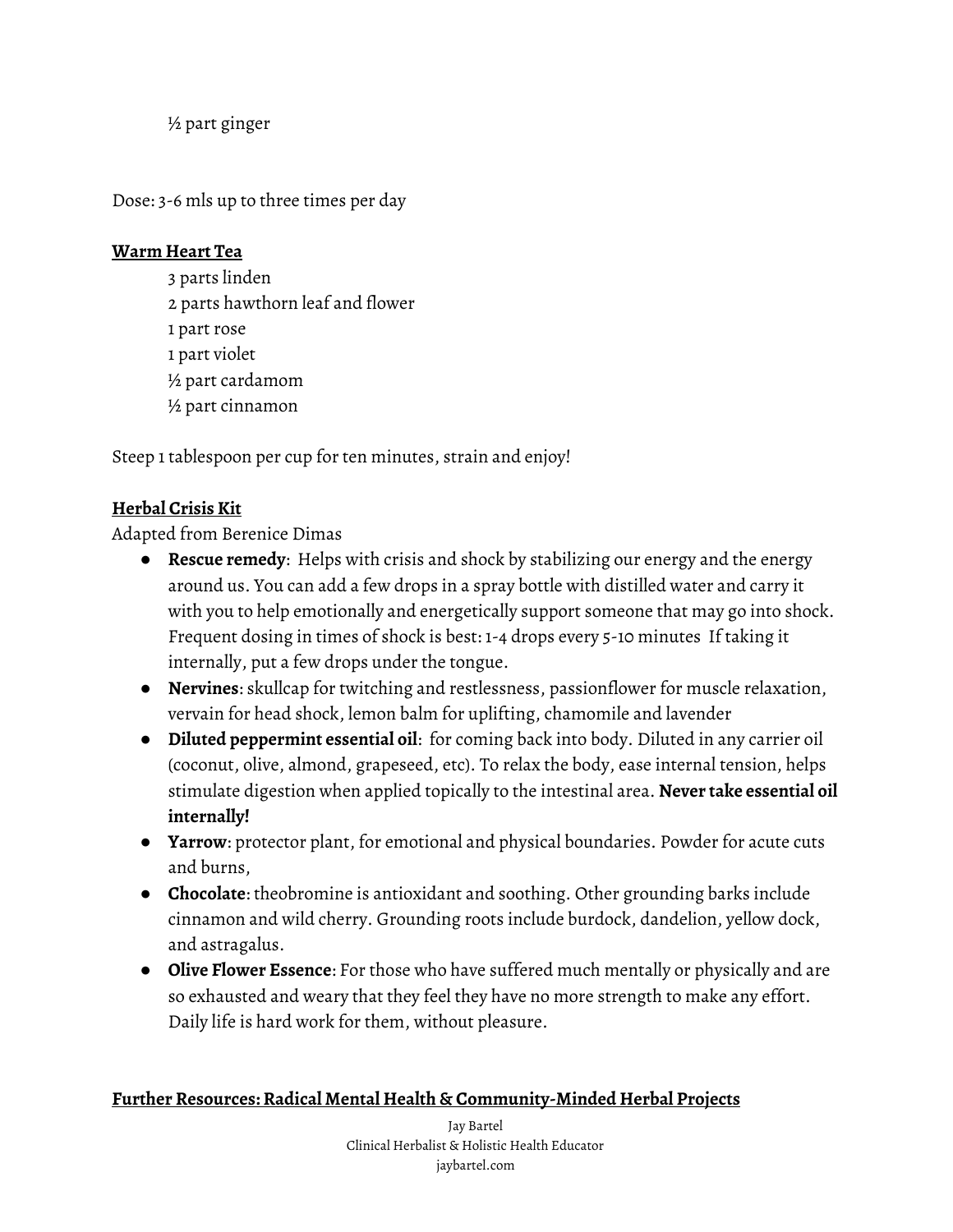½ part ginger

Dose: 3-6 mls up to three times per day

**Warm Heart Tea**

3 parts linden
2 parts hawthorn leaf and flower
1 part rose
1 part violet
½ part cardamom
½ part cinnamon

Steep 1 tablespoon per cup for ten minutes, strain and enjoy!

**Herbal Crisis Kit**

Adapted from Berenice Dimas

- **Rescue remedy**: Helps with crisis and shock by stabilizing our energy and the energy around us. You can add a few drops in a spray bottle with distilled water and carry it with you to help emotionally and energetically support someone that may go into shock. Frequent dosing in times of shock is best: 1-4 drops every 5-10 minutes If taking it internally, put a few drops under the tongue.
- **Nervines**: skullcap for twitching and restlessness, passionflower for muscle relaxation, vervain for head shock, lemon balm for uplifting, chamomile and lavender
- **Diluted peppermint essential oil**: for coming back into body. Diluted in any carrier oil (coconut, olive, almond, grapeseed, etc). To relax the body, ease internal tension, helps stimulate digestion when applied topically to the intestinal area. **Never take essential oil internally!**
- **Yarrow**: protector plant, for emotional and physical boundaries. Powder for acute cuts and burns,
- **Chocolate**: theobromine is antioxidant and soothing. Other grounding barks include cinnamon and wild cherry. Grounding roots include burdock, dandelion, yellow dock, and astragalus.
- **Olive Flower Essence**: For those who have suffered much mentally or physically and are so exhausted and weary that they feel they have no more strength to make any effort. Daily life is hard work for them, without pleasure.

**Further Resources: Radical Mental Health & Community-Minded Herbal Projects**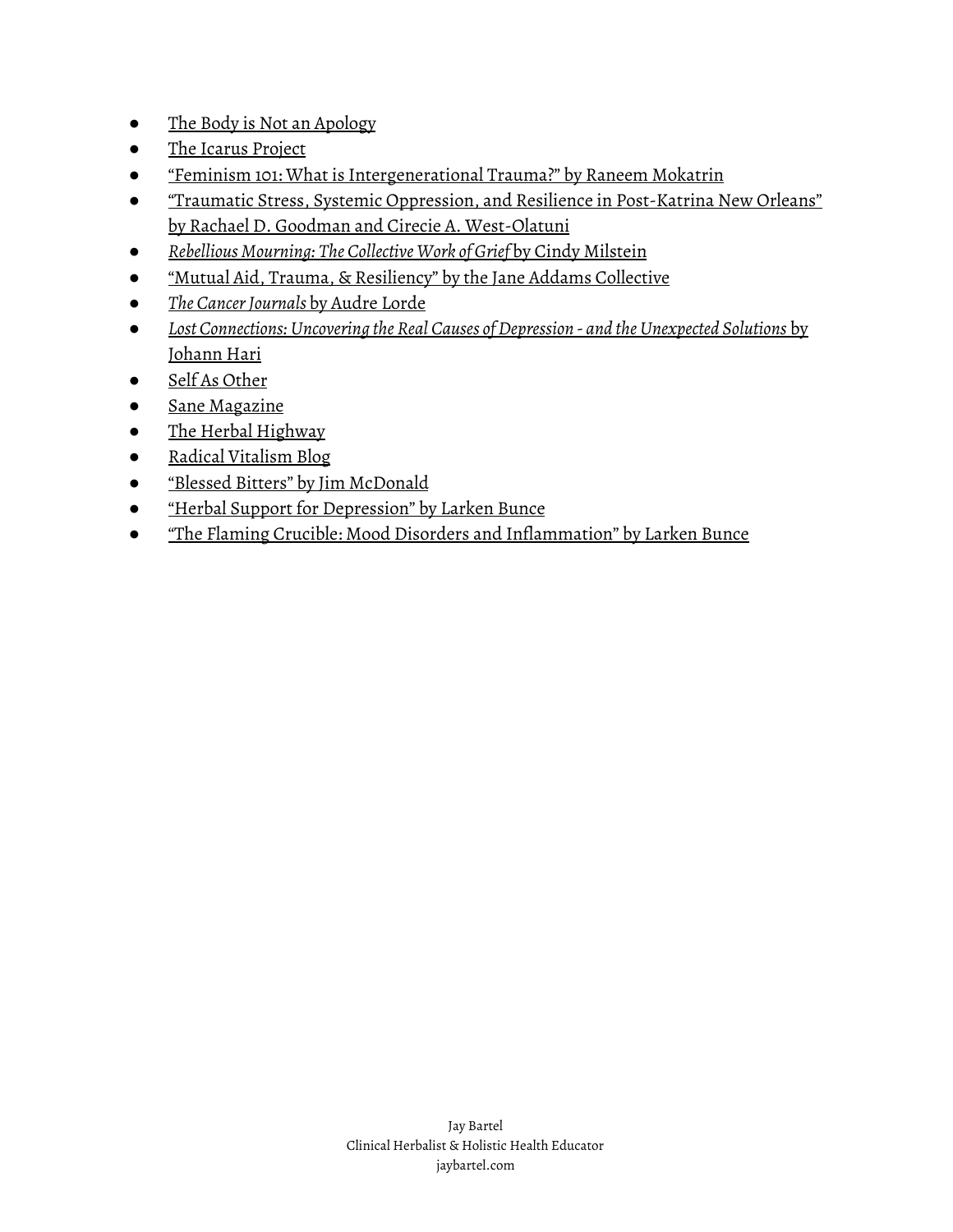- The Body is Not an Apology
- The Icarus Project
- "Feminism 101: What is Intergenerational Trauma?" by Raneem Mokatrin
- "Traumatic Stress, Systemic Oppression, and Resilience in Post-Katrina New Orleans" by Rachael D. Goodman and Cirecie A. West-Olatuni
- *Rebellious Mourning: The Collective Work of Grief* by Cindy Milstein
- "Mutual Aid, Trauma, & Resiliency" by the Jane Addams Collective
- *The Cancer Journals* by Audre Lorde
- *Lost Connections: Uncovering the Real Causes of Depression - and the Unexpected Solutions* by Johann Hari
- Self As Other
- Sane Magazine
- The Herbal Highway
- Radical Vitalism Blog
- "Blessed Bitters" by Jim McDonald
- "Herbal Support for Depression" by Larken Bunce
- "The Flaming Crucible: Mood Disorders and Inflammation" by Larken Bunce